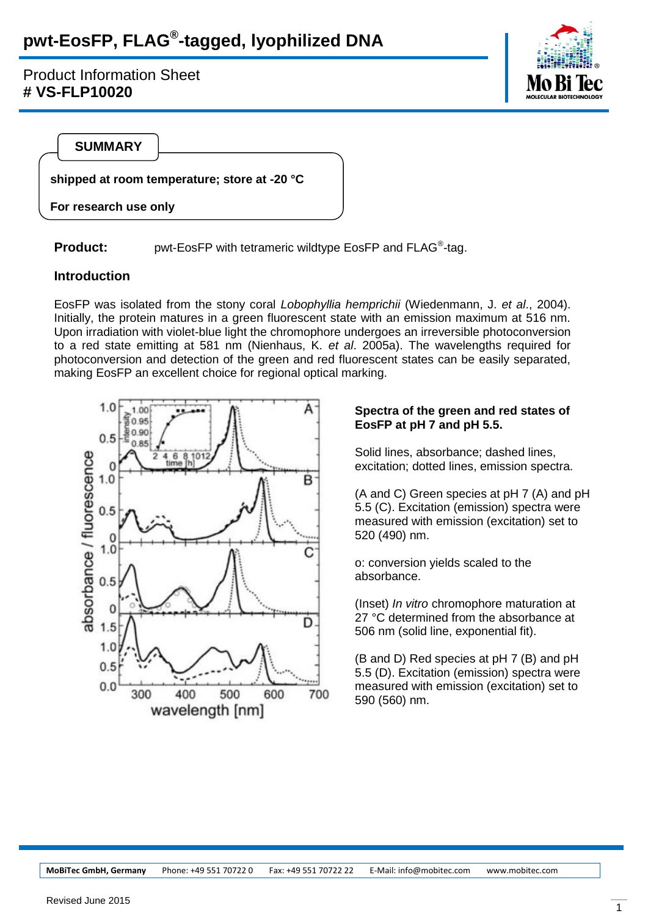# pwt-EosFP, FLAG®-tagged, lyophilized DNA

Product Information Sheet
**# VS-FLP10020**

**SUMMARY**

**shipped at room temperature; store at -20 °C**

**For research use only**

**Product:** pwt-EosFP with tetrameric wildtype EosFP and FLAG®-tag.

## Introduction

EosFP was isolated from the stony coral *Lobophyllia hemprichii* (Wiedenmann, J. *et al*., 2004). Initially, the protein matures in a green fluorescent state with an emission maximum at 516 nm. Upon irradiation with violet-blue light the chromophore undergoes an irreversible photoconversion to a red state emitting at 581 nm (Nienhaus, K. *et al*. 2005a). The wavelengths required for photoconversion and detection of the green and red fluorescent states can be easily separated, making EosFP an excellent choice for regional optical marking.

**Spectra of the green and red states of EosFP at pH 7 and pH 5.5.**

Solid lines, absorbance; dashed lines, excitation; dotted lines, emission spectra.

(A and C) Green species at pH 7 (A) and pH 5.5 (C). Excitation (emission) spectra were measured with emission (excitation) set to 520 (490) nm.

o: conversion yields scaled to the absorbance.

(Inset) *In vitro* chromophore maturation at 27 °C determined from the absorbance at 506 nm (solid line, exponential fit).

(B and D) Red species at pH 7 (B) and pH 5.5 (D). Excitation (emission) spectra were measured with emission (excitation) set to 590 (560) nm.

MoBiTec GmbH, Germany | Phone: +49 551 70722 0 | Fax: +49 551 70722 22 | E-Mail: info@mobitec.com | www.mobitec.com

Revised June 2015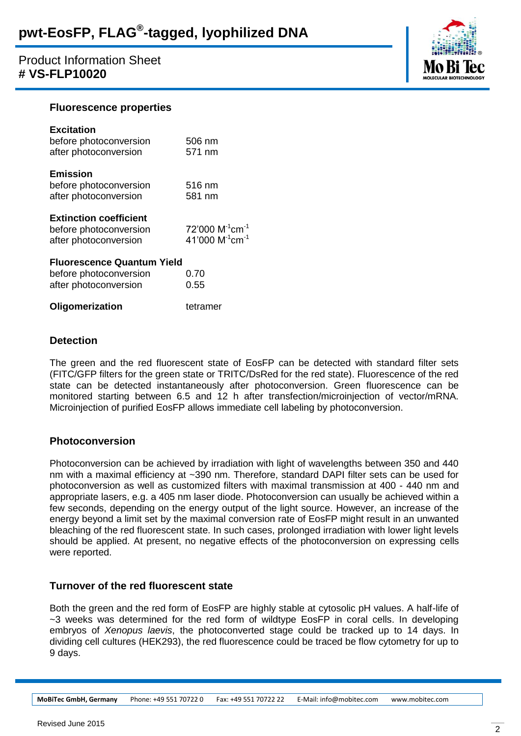## Fluorescence properties

| | |
|---|---|
| **Excitation** | |
| before photoconversion | 506 nm |
| after photoconversion | 571 nm |
| **Emission** | |
| before photoconversion | 516 nm |
| after photoconversion | 581 nm |
| **Extinction coefficient** | |
| before photoconversion | 72'000 $M^{-1}cm^{-1}$ |
| after photoconversion | 41'000 $M^{-1}cm^{-1}$ |
| **Fluorescence Quantum Yield** | |
| before photoconversion | 0.70 |
| after photoconversion | 0.55 |
| **Oligomerization** | tetramer |

## Detection

The green and the red fluorescent state of EosFP can be detected with standard filter sets (FITC/GFP filters for the green state or TRITC/DsRed for the red state). Fluorescence of the red state can be detected instantaneously after photoconversion. Green fluorescence can be monitored starting between 6.5 and 12 h after transfection/microinjection of vector/mRNA. Microinjection of purified EosFP allows immediate cell labeling by photoconversion.

## Photoconversion

Photoconversion can be achieved by irradiation with light of wavelengths between 350 and 440 nm with a maximal efficiency at ~390 nm. Therefore, standard DAPI filter sets can be used for photoconversion as well as customized filters with maximal transmission at 400 - 440 nm and appropriate lasers, e.g. a 405 nm laser diode. Photoconversion can usually be achieved within a few seconds, depending on the energy output of the light source. However, an increase of the energy beyond a limit set by the maximal conversion rate of EosFP might result in an unwanted bleaching of the red fluorescent state. In such cases, prolonged irradiation with lower light levels should be applied. At present, no negative effects of the photoconversion on expressing cells were reported.

## Turnover of the red fluorescent state

Both the green and the red form of EosFP are highly stable at cytosolic pH values. A half-life of ~3 weeks was determined for the red form of wildtype EosFP in coral cells. In developing embryos of *Xenopus laevis*, the photoconverted stage could be tracked up to 14 days. In dividing cell cultures (HEK293), the red fluorescence could be traced be flow cytometry for up to 9 days.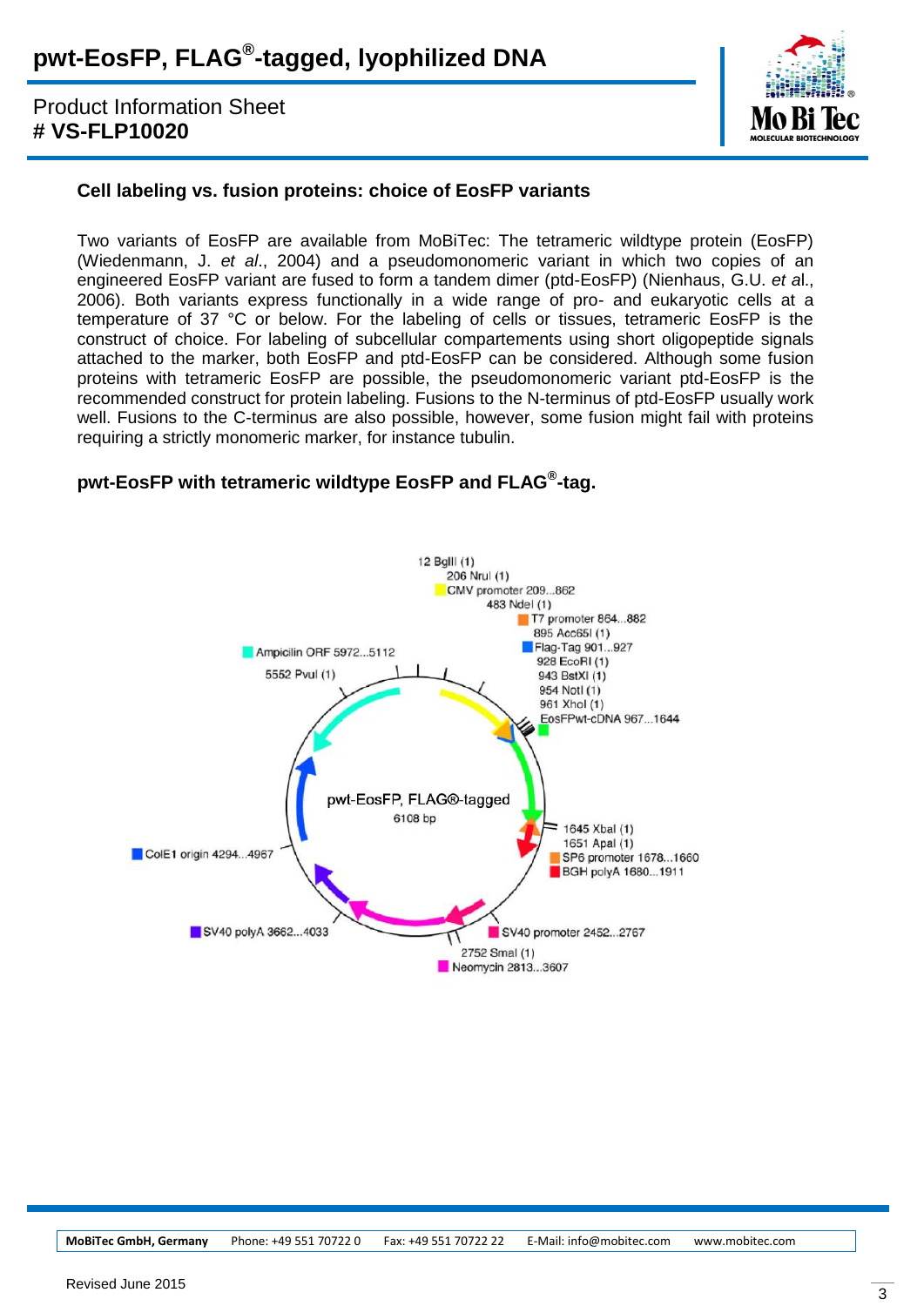## Cell labeling vs. fusion proteins: choice of EosFP variants

Two variants of EosFP are available from MoBiTec: The tetrameric wildtype protein (EosFP) (Wiedenmann, J. *et al*., 2004) and a pseudomonomeric variant in which two copies of an engineered EosFP variant are fused to form a tandem dimer (ptd-EosFP) (Nienhaus, G.U. *et a*l., 2006). Both variants express functionally in a wide range of pro- and eukaryotic cells at a temperature of 37 °C or below. For the labeling of cells or tissues, tetrameric EosFP is the construct of choice. For labeling of subcellular compartements using short oligopeptide signals attached to the marker, both EosFP and ptd-EosFP can be considered. Although some fusion proteins with tetrameric EosFP are possible, the pseudomonomeric variant ptd-EosFP is the recommended construct for protein labeling. Fusions to the N-terminus of ptd-EosFP usually work well. Fusions to the C-terminus are also possible, however, some fusion might fail with proteins requiring a strictly monomeric marker, for instance tubulin.

## pwt-EosFP with tetrameric wildtype EosFP and FLAG®-tag.

pwt-EosFP, FLAG®-tagged
6108 bp

- 12 BglII (1)
- 206 NruI (1)
- CMV promoter 209...862
- 483 NdeI (1)
- T7 promoter 864...882
- 895 Acc65I (1)
- Flag-Tag 901...927
- 928 EcoRI (1)
- 943 BstXI (1)
- 954 NotI (1)
- 961 XhoI (1)
- EosFPwt-cDNA 967...1644
- 1645 XbaI (1)
- 1651 ApaI (1)
- SP6 promoter 1678...1660
- BGH polyA 1680...1911
- SV40 promoter 2452...2767
- 2752 SmaI (1)
- Neomycin 2813...3607
- SV40 polyA 3662...4033
- ColE1 origin 4294...4967
- 5552 PvuI (1)
- Ampicilin ORF 5972...5112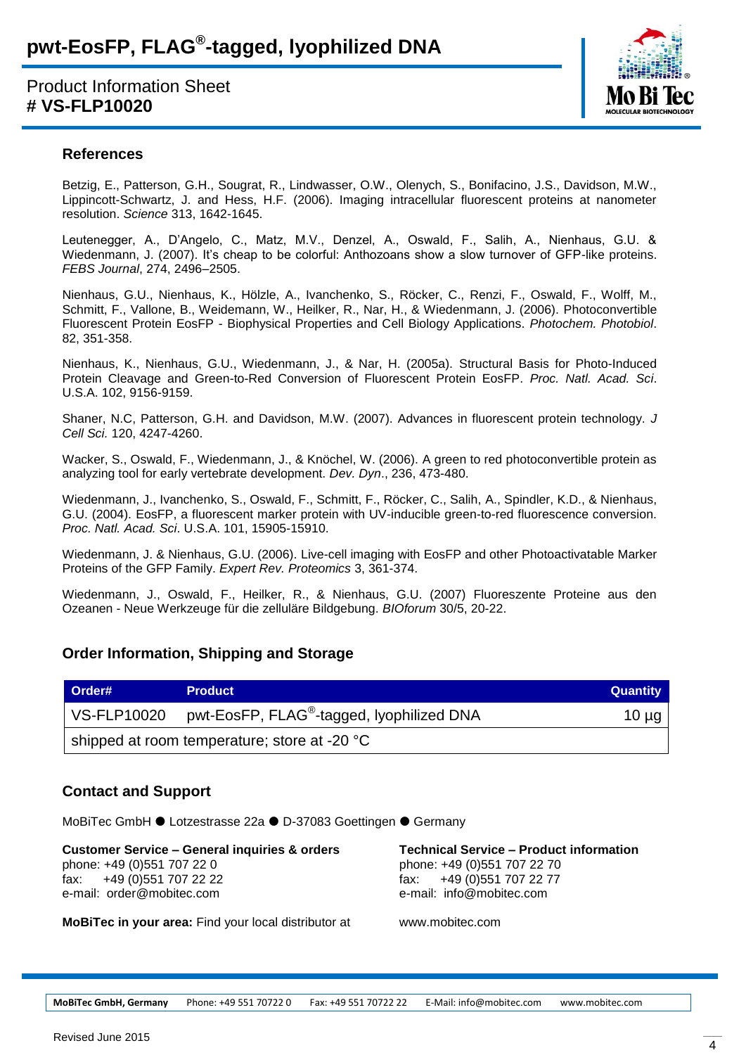## References

Betzig, E., Patterson, G.H., Sougrat, R., Lindwasser, O.W., Olenych, S., Bonifacino, J.S., Davidson, M.W., Lippincott-Schwartz, J. and Hess, H.F. (2006). Imaging intracellular fluorescent proteins at nanometer resolution. *Science* 313, 1642-1645.

Leutenegger, A., D'Angelo, C., Matz, M.V., Denzel, A., Oswald, F., Salih, A., Nienhaus, G.U. & Wiedenmann, J. (2007). It's cheap to be colorful: Anthozoans show a slow turnover of GFP-like proteins. *FEBS Journal*, 274, 2496–2505.

Nienhaus, G.U., Nienhaus, K., Hölzle, A., Ivanchenko, S., Röcker, C., Renzi, F., Oswald, F., Wolff, M., Schmitt, F., Vallone, B., Weidemann, W., Heilker, R., Nar, H., & Wiedenmann, J. (2006). Photoconvertible Fluorescent Protein EosFP - Biophysical Properties and Cell Biology Applications. *Photochem. Photobiol*. 82, 351-358.

Nienhaus, K., Nienhaus, G.U., Wiedenmann, J., & Nar, H. (2005a). Structural Basis for Photo-Induced Protein Cleavage and Green-to-Red Conversion of Fluorescent Protein EosFP. *Proc. Natl. Acad. Sci*. U.S.A. 102, 9156-9159.

Shaner, N.C, Patterson, G.H. and Davidson, M.W. (2007). Advances in fluorescent protein technology. *J Cell Sci.* 120, 4247-4260.

Wacker, S., Oswald, F., Wiedenmann, J., & Knöchel, W. (2006). A green to red photoconvertible protein as analyzing tool for early vertebrate development. *Dev. Dyn*., 236, 473-480.

Wiedenmann, J., Ivanchenko, S., Oswald, F., Schmitt, F., Röcker, C., Salih, A., Spindler, K.D., & Nienhaus, G.U. (2004). EosFP, a fluorescent marker protein with UV-inducible green-to-red fluorescence conversion. *Proc. Natl. Acad. Sci*. U.S.A. 101, 15905-15910.

Wiedenmann, J. & Nienhaus, G.U. (2006). Live-cell imaging with EosFP and other Photoactivatable Marker Proteins of the GFP Family. *Expert Rev. Proteomics* 3, 361-374.

Wiedenmann, J., Oswald, F., Heilker, R., & Nienhaus, G.U. (2007) Fluoreszente Proteine aus den Ozeanen - Neue Werkzeuge für die zelluläre Bildgebung. *BIOforum* 30/5, 20-22.

## Order Information, Shipping and Storage

| Order# | Product | Quantity |
|---|---|---|
| VS-FLP10020 | pwt-EosFP, FLAG®-tagged, lyophilized DNA | 10 µg |
| shipped at room temperature; store at -20 °C | | |

## Contact and Support

MoBiTec GmbH ● Lotzestrasse 22a ● D-37083 Goettingen ● Germany

**Customer Service – General inquiries & orders**
phone: +49 (0)551 707 22 0
fax: +49 (0)551 707 22 22
e-mail: order@mobitec.com

**Technical Service – Product information**
phone: +49 (0)551 707 22 70
fax: +49 (0)551 707 22 77
e-mail: info@mobitec.com

**MoBiTec in your area:** Find your local distributor at www.mobitec.com

Revised June 2015